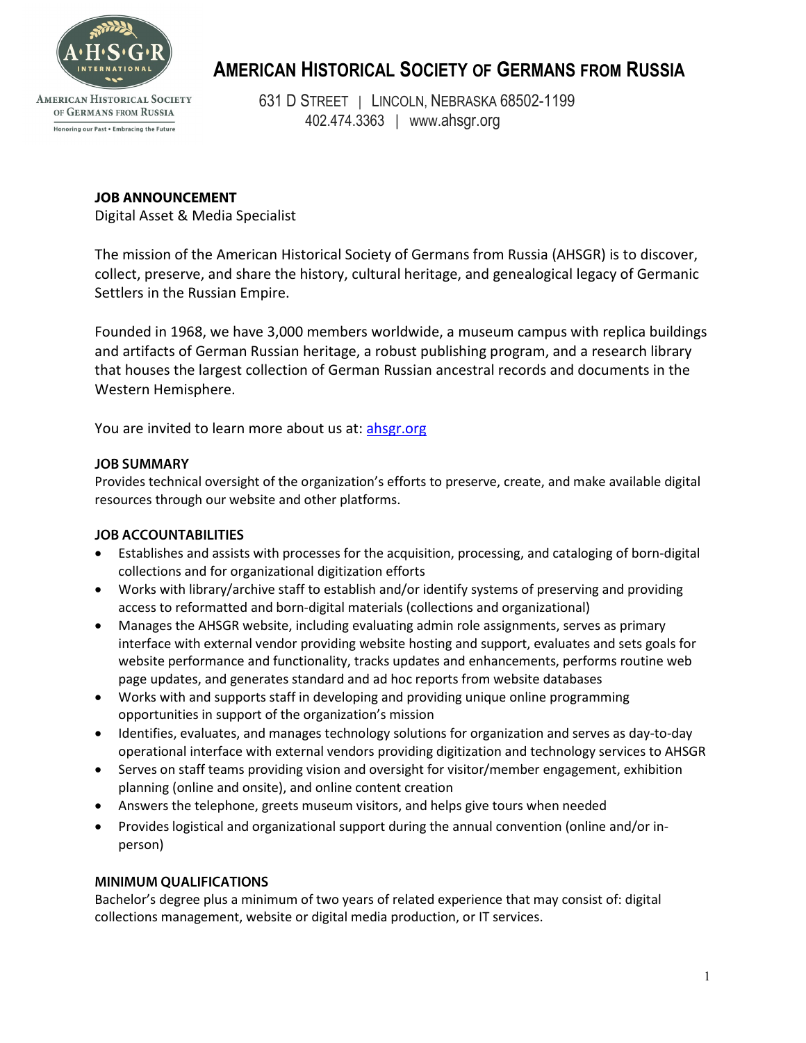# AMERICAN HISTORICAL SOCIETY OF GERMANS FROM RUSSIA

631 D STREET | LINCOLN, NEBRASKA 68502-1199
402.474.3363 | www.ahsgr.org

**JOB ANNOUNCEMENT**
Digital Asset & Media Specialist

The mission of the American Historical Society of Germans from Russia (AHSGR) is to discover, collect, preserve, and share the history, cultural heritage, and genealogical legacy of Germanic Settlers in the Russian Empire.

Founded in 1968, we have 3,000 members worldwide, a museum campus with replica buildings and artifacts of German Russian heritage, a robust publishing program, and a research library that houses the largest collection of German Russian ancestral records and documents in the Western Hemisphere.

You are invited to learn more about us at: [ahsgr.org](ahsgr.org)

**JOB SUMMARY**
Provides technical oversight of the organization's efforts to preserve, create, and make available digital resources through our website and other platforms.

**JOB ACCOUNTABILITIES**

- Establishes and assists with processes for the acquisition, processing, and cataloging of born-digital collections and for organizational digitization efforts
- Works with library/archive staff to establish and/or identify systems of preserving and providing access to reformatted and born-digital materials (collections and organizational)
- Manages the AHSGR website, including evaluating admin role assignments, serves as primary interface with external vendor providing website hosting and support, evaluates and sets goals for website performance and functionality, tracks updates and enhancements, performs routine web page updates, and generates standard and ad hoc reports from website databases
- Works with and supports staff in developing and providing unique online programming opportunities in support of the organization's mission
- Identifies, evaluates, and manages technology solutions for organization and serves as day-to-day operational interface with external vendors providing digitization and technology services to AHSGR
- Serves on staff teams providing vision and oversight for visitor/member engagement, exhibition planning (online and onsite), and online content creation
- Answers the telephone, greets museum visitors, and helps give tours when needed
- Provides logistical and organizational support during the annual convention (online and/or in-person)

**MINIMUM QUALIFICATIONS**
Bachelor's degree plus a minimum of two years of related experience that may consist of: digital collections management, website or digital media production, or IT services.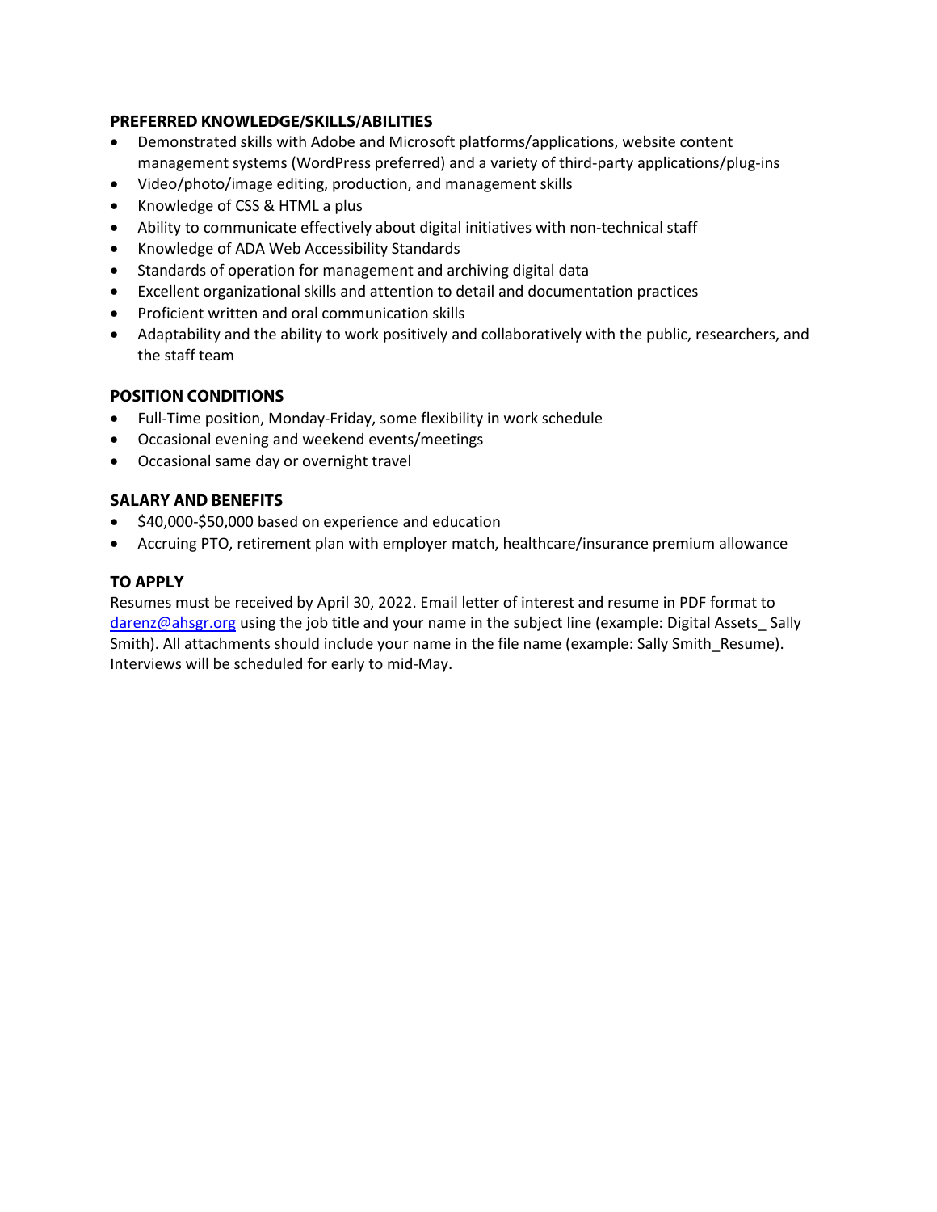## PREFERRED KNOWLEDGE/SKILLS/ABILITIES

- Demonstrated skills with Adobe and Microsoft platforms/applications, website content management systems (WordPress preferred) and a variety of third-party applications/plug-ins
- Video/photo/image editing, production, and management skills
- Knowledge of CSS & HTML a plus
- Ability to communicate effectively about digital initiatives with non-technical staff
- Knowledge of ADA Web Accessibility Standards
- Standards of operation for management and archiving digital data
- Excellent organizational skills and attention to detail and documentation practices
- Proficient written and oral communication skills
- Adaptability and the ability to work positively and collaboratively with the public, researchers, and the staff team

## POSITION CONDITIONS

- Full-Time position, Monday-Friday, some flexibility in work schedule
- Occasional evening and weekend events/meetings
- Occasional same day or overnight travel

## SALARY AND BENEFITS

- $40,000-$50,000 based on experience and education
- Accruing PTO, retirement plan with employer match, healthcare/insurance premium allowance

## TO APPLY

Resumes must be received by April 30, 2022. Email letter of interest and resume in PDF format to [darenz@ahsgr.org](mailto:darenz@ahsgr.org) using the job title and your name in the subject line (example: Digital Assets_ Sally Smith). All attachments should include your name in the file name (example: Sally Smith_Resume). Interviews will be scheduled for early to mid-May.